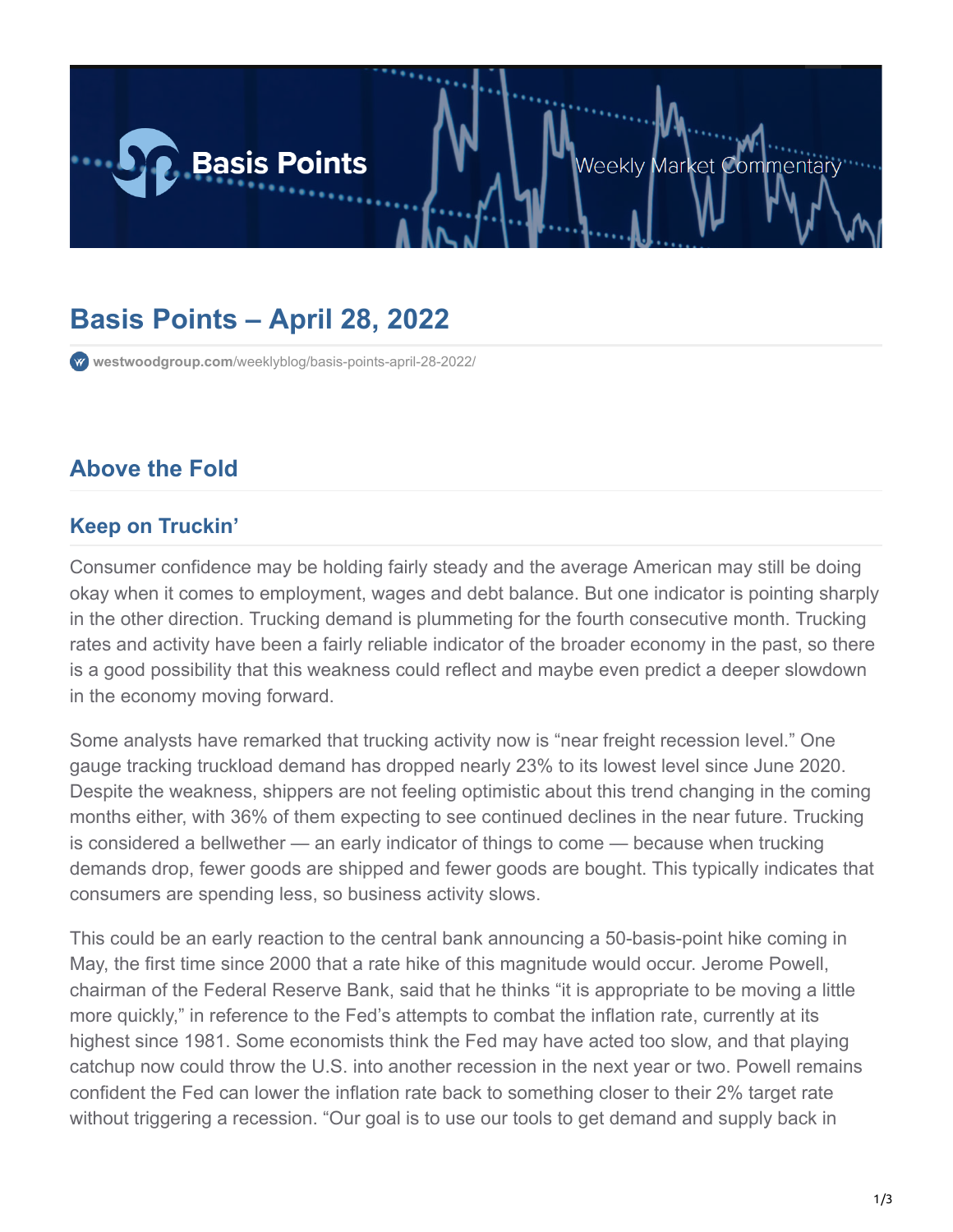# Basis Points – April 28, 2022

westwoodgroup.com/weeklyblog/basis-points-april-28-2022/

## Above the Fold

### Keep on Truckin'

Consumer confidence may be holding fairly steady and the average American may still be doing okay when it comes to employment, wages and debt balance. But one indicator is pointing sharply in the other direction. Trucking demand is plummeting for the fourth consecutive month. Trucking rates and activity have been a fairly reliable indicator of the broader economy in the past, so there is a good possibility that this weakness could reflect and maybe even predict a deeper slowdown in the economy moving forward.

Some analysts have remarked that trucking activity now is "near freight recession level." One gauge tracking truckload demand has dropped nearly 23% to its lowest level since June 2020. Despite the weakness, shippers are not feeling optimistic about this trend changing in the coming months either, with 36% of them expecting to see continued declines in the near future. Trucking is considered a bellwether — an early indicator of things to come — because when trucking demands drop, fewer goods are shipped and fewer goods are bought. This typically indicates that consumers are spending less, so business activity slows.

This could be an early reaction to the central bank announcing a 50-basis-point hike coming in May, the first time since 2000 that a rate hike of this magnitude would occur. Jerome Powell, chairman of the Federal Reserve Bank, said that he thinks "it is appropriate to be moving a little more quickly," in reference to the Fed's attempts to combat the inflation rate, currently at its highest since 1981. Some economists think the Fed may have acted too slow, and that playing catchup now could throw the U.S. into another recession in the next year or two. Powell remains confident the Fed can lower the inflation rate back to something closer to their 2% target rate without triggering a recession. "Our goal is to use our tools to get demand and supply back in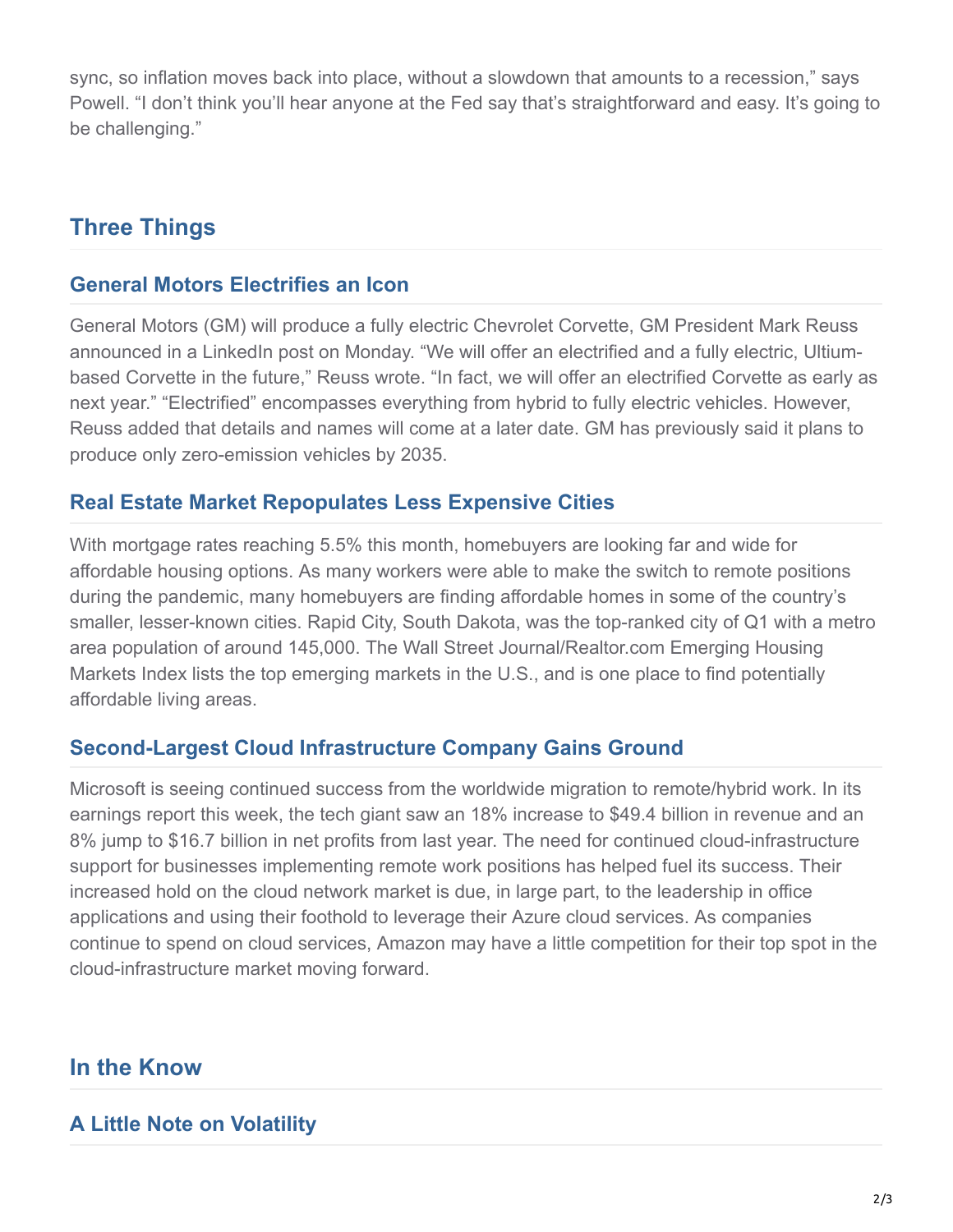sync, so inflation moves back into place, without a slowdown that amounts to a recession," says Powell. "I don't think you'll hear anyone at the Fed say that's straightforward and easy. It's going to be challenging."

## Three Things

### General Motors Electrifies an Icon

General Motors (GM) will produce a fully electric Chevrolet Corvette, GM President Mark Reuss announced in a LinkedIn post on Monday. "We will offer an electrified and a fully electric, Ultium-based Corvette in the future," Reuss wrote. "In fact, we will offer an electrified Corvette as early as next year." "Electrified" encompasses everything from hybrid to fully electric vehicles. However, Reuss added that details and names will come at a later date. GM has previously said it plans to produce only zero-emission vehicles by 2035.

### Real Estate Market Repopulates Less Expensive Cities

With mortgage rates reaching 5.5% this month, homebuyers are looking far and wide for affordable housing options. As many workers were able to make the switch to remote positions during the pandemic, many homebuyers are finding affordable homes in some of the country's smaller, lesser-known cities. Rapid City, South Dakota, was the top-ranked city of Q1 with a metro area population of around 145,000. The Wall Street Journal/Realtor.com Emerging Housing Markets Index lists the top emerging markets in the U.S., and is one place to find potentially affordable living areas.

### Second-Largest Cloud Infrastructure Company Gains Ground

Microsoft is seeing continued success from the worldwide migration to remote/hybrid work. In its earnings report this week, the tech giant saw an 18% increase to $49.4 billion in revenue and an 8% jump to $16.7 billion in net profits from last year. The need for continued cloud-infrastructure support for businesses implementing remote work positions has helped fuel its success. Their increased hold on the cloud network market is due, in large part, to the leadership in office applications and using their foothold to leverage their Azure cloud services. As companies continue to spend on cloud services, Amazon may have a little competition for their top spot in the cloud-infrastructure market moving forward.

## In the Know

### A Little Note on Volatility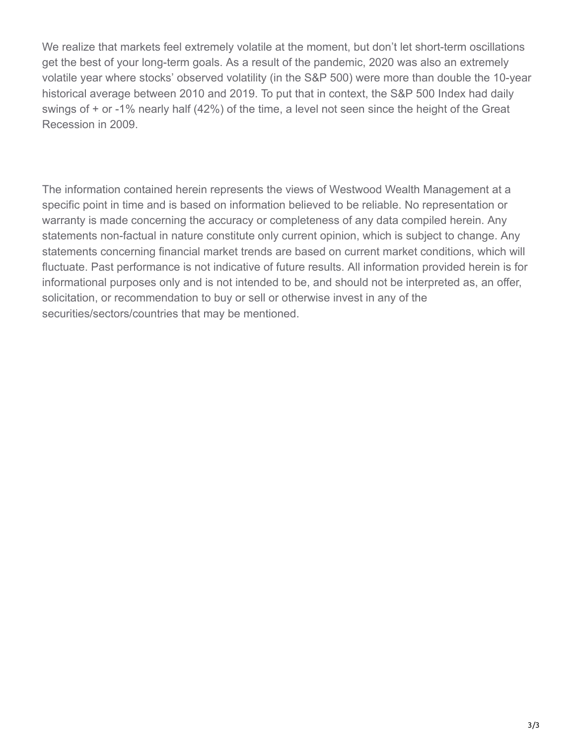We realize that markets feel extremely volatile at the moment, but don't let short-term oscillations get the best of your long-term goals. As a result of the pandemic, 2020 was also an extremely volatile year where stocks' observed volatility (in the S&P 500) were more than double the 10-year historical average between 2010 and 2019. To put that in context, the S&P 500 Index had daily swings of + or -1% nearly half (42%) of the time, a level not seen since the height of the Great Recession in 2009.

The information contained herein represents the views of Westwood Wealth Management at a specific point in time and is based on information believed to be reliable. No representation or warranty is made concerning the accuracy or completeness of any data compiled herein. Any statements non-factual in nature constitute only current opinion, which is subject to change. Any statements concerning financial market trends are based on current market conditions, which will fluctuate. Past performance is not indicative of future results. All information provided herein is for informational purposes only and is not intended to be, and should not be interpreted as, an offer, solicitation, or recommendation to buy or sell or otherwise invest in any of the securities/sectors/countries that may be mentioned.